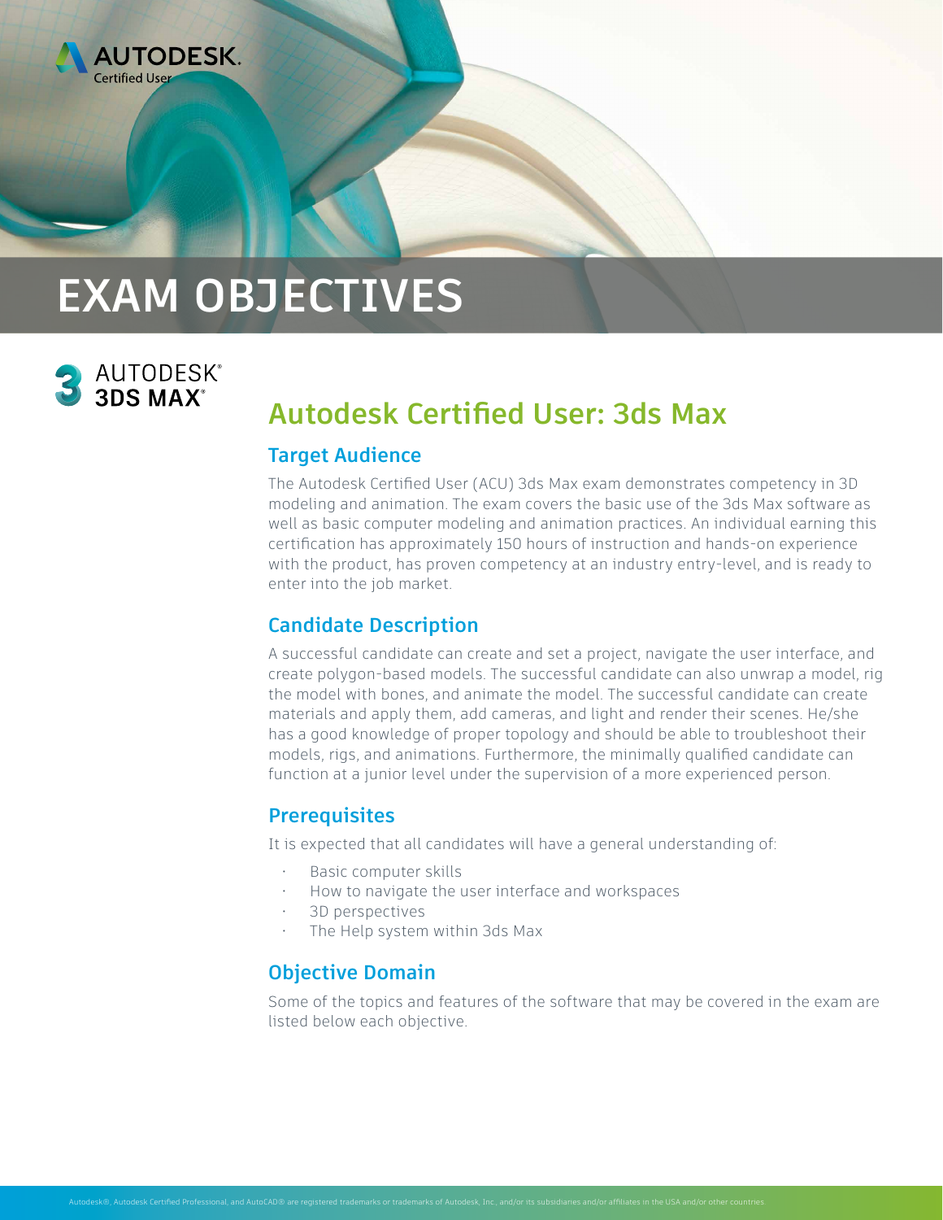AUTODESK. Certified User

# EXAM OBJECTIVES

AUTODESK® 3DS MAX®

## Autodesk Certified User: 3ds Max

### Target Audience

The Autodesk Certified User (ACU) 3ds Max exam demonstrates competency in 3D modeling and animation. The exam covers the basic use of the 3ds Max software as well as basic computer modeling and animation practices. An individual earning this certification has approximately 150 hours of instruction and hands-on experience with the product, has proven competency at an industry entry-level, and is ready to enter into the job market.

### Candidate Description

A successful candidate can create and set a project, navigate the user interface, and create polygon-based models. The successful candidate can also unwrap a model, rig the model with bones, and animate the model. The successful candidate can create materials and apply them, add cameras, and light and render their scenes. He/she has a good knowledge of proper topology and should be able to troubleshoot their models, rigs, and animations. Furthermore, the minimally qualified candidate can function at a junior level under the supervision of a more experienced person.

### Prerequisites

It is expected that all candidates will have a general understanding of:

- Basic computer skills
- How to navigate the user interface and workspaces
- 3D perspectives
- The Help system within 3ds Max

### Objective Domain

Some of the topics and features of the software that may be covered in the exam are listed below each objective.

Autodesk®, Autodesk Certified Professional, and AutoCAD® are registered trademarks or trademarks of Autodesk, Inc., and/or its subsidiaries and/or affiliates in the USA and/or other countries.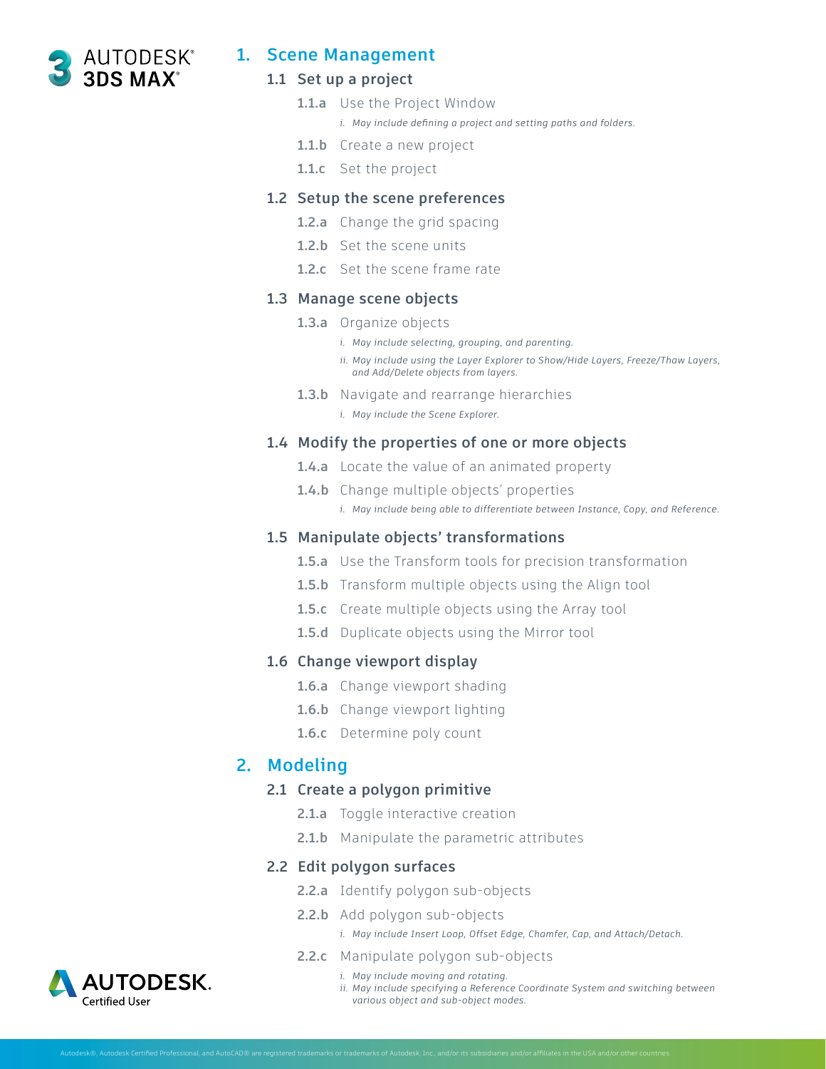# 1. Scene Management

## 1.1 Set up a project

- **1.1.a** Use the Project Window
  - *i. May include defining a project and setting paths and folders.*
- **1.1.b** Create a new project
- **1.1.c** Set the project

## 1.2 Setup the scene preferences

- **1.2.a** Change the grid spacing
- **1.2.b** Set the scene units
- **1.2.c** Set the scene frame rate

## 1.3 Manage scene objects

- **1.3.a** Organize objects
  - *i. May include selecting, grouping, and parenting.*
  - *ii. May include using the Layer Explorer to Show/Hide Layers, Freeze/Thaw Layers, and Add/Delete objects from layers.*
- **1.3.b** Navigate and rearrange hierarchies
  - *i. May include the Scene Explorer.*

## 1.4 Modify the properties of one or more objects

- **1.4.a** Locate the value of an animated property
- **1.4.b** Change multiple objects' properties
  - *i. May include being able to differentiate between Instance, Copy, and Reference.*

## 1.5 Manipulate objects' transformations

- **1.5.a** Use the Transform tools for precision transformation
- **1.5.b** Transform multiple objects using the Align tool
- **1.5.c** Create multiple objects using the Array tool
- **1.5.d** Duplicate objects using the Mirror tool

## 1.6 Change viewport display

- **1.6.a** Change viewport shading
- **1.6.b** Change viewport lighting
- **1.6.c** Determine poly count

# 2. Modeling

## 2.1 Create a polygon primitive

- **2.1.a** Toggle interactive creation
- **2.1.b** Manipulate the parametric attributes

## 2.2 Edit polygon surfaces

- **2.2.a** Identify polygon sub-objects
- **2.2.b** Add polygon sub-objects
  - *i. May include Insert Loop, Offset Edge, Chamfer, Cap, and Attach/Detach.*
- **2.2.c** Manipulate polygon sub-objects
  - *i. May include moving and rotating.*
  - *ii. May include specifying a Reference Coordinate System and switching between various object and sub-object modes.*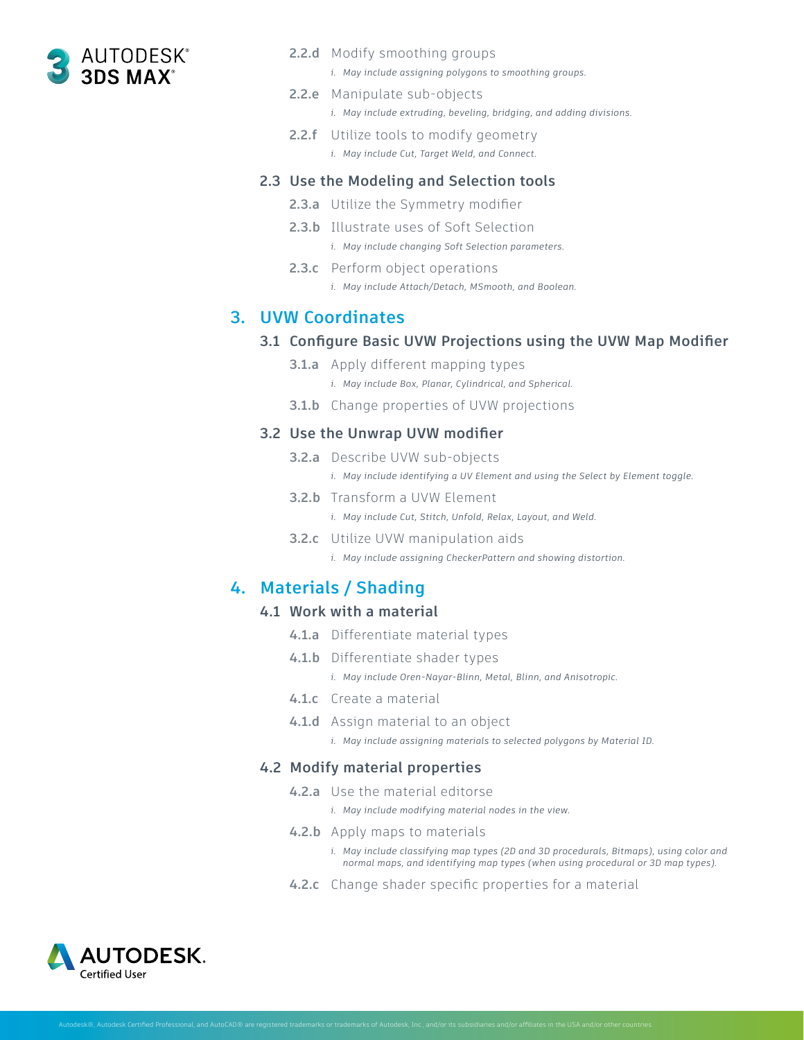**2.2.d** Modify smoothing groups

*i. May include assigning polygons to smoothing groups.*

**2.2.e** Manipulate sub-objects

*i. May include extruding, beveling, bridging, and adding divisions.*

**2.2.f** Utilize tools to modify geometry

*i. May include Cut, Target Weld, and Connect.*

### 2.3 Use the Modeling and Selection tools

**2.3.a** Utilize the Symmetry modifier

**2.3.b** Illustrate uses of Soft Selection

*i. May include changing Soft Selection parameters.*

**2.3.c** Perform object operations

*i. May include Attach/Detach, MSmooth, and Boolean.*

## 3. UVW Coordinates

### 3.1 Configure Basic UVW Projections using the UVW Map Modifier

**3.1.a** Apply different mapping types

*i. May include Box, Planar, Cylindrical, and Spherical.*

**3.1.b** Change properties of UVW projections

### 3.2 Use the Unwrap UVW modifier

**3.2.a** Describe UVW sub-objects

*i. May include identifying a UV Element and using the Select by Element toggle.*

**3.2.b** Transform a UVW Element

*i. May include Cut, Stitch, Unfold, Relax, Layout, and Weld.*

**3.2.c** Utilize UVW manipulation aids

*i. May include assigning CheckerPattern and showing distortion.*

## 4. Materials / Shading

### 4.1 Work with a material

**4.1.a** Differentiate material types

**4.1.b** Differentiate shader types

*i. May include Oren-Nayar-Blinn, Metal, Blinn, and Anisotropic.*

**4.1.c** Create a material

**4.1.d** Assign material to an object

*i. May include assigning materials to selected polygons by Material ID.*

### 4.2 Modify material properties

**4.2.a** Use the material editorse

*i. May include modifying material nodes in the view.*

**4.2.b** Apply maps to materials

*i. May include classifying map types (2D and 3D procedurals, Bitmaps), using color and normal maps, and identifying map types (when using procedural or 3D map types).*

**4.2.c** Change shader specific properties for a material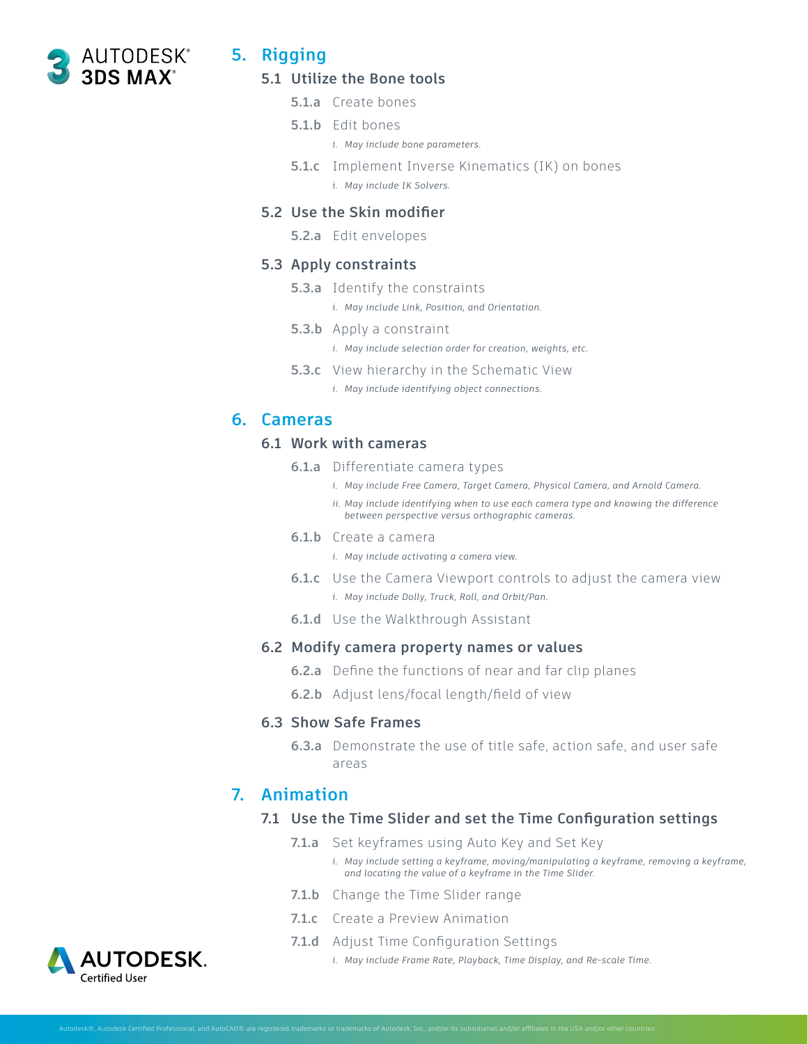## 5. Rigging

### 5.1 Utilize the Bone tools

- **5.1.a** Create bones
- **5.1.b** Edit bones
  - *i. May include bone parameters.*
- **5.1.c** Implement Inverse Kinematics (IK) on bones
  - *i. May include IK Solvers.*

### 5.2 Use the Skin modifier

- **5.2.a** Edit envelopes

### 5.3 Apply constraints

- **5.3.a** Identify the constraints
  - *i. May include Link, Position, and Orientation.*
- **5.3.b** Apply a constraint
  - *i. May include selection order for creation, weights, etc.*
- **5.3.c** View hierarchy in the Schematic View
  - *i. May include identifying object connections.*

## 6. Cameras

### 6.1 Work with cameras

- **6.1.a** Differentiate camera types
  - *i. May include Free Camera, Target Camera, Physical Camera, and Arnold Camera.*
  - *ii. May include identifying when to use each camera type and knowing the difference between perspective versus orthographic cameras.*
- **6.1.b** Create a camera
  - *i. May include activating a camera view.*
- **6.1.c** Use the Camera Viewport controls to adjust the camera view
  - *i. May include Dolly, Truck, Roll, and Orbit/Pan.*
- **6.1.d** Use the Walkthrough Assistant

### 6.2 Modify camera property names or values

- **6.2.a** Define the functions of near and far clip planes
- **6.2.b** Adjust lens/focal length/field of view

### 6.3 Show Safe Frames

- **6.3.a** Demonstrate the use of title safe, action safe, and user safe areas

## 7. Animation

### 7.1 Use the Time Slider and set the Time Configuration settings

- **7.1.a** Set keyframes using Auto Key and Set Key
  - *i. May include setting a keyframe, moving/manipulating a keyframe, removing a keyframe, and locating the value of a keyframe in the Time Slider.*
- **7.1.b** Change the Time Slider range
- **7.1.c** Create a Preview Animation
- **7.1.d** Adjust Time Configuration Settings
  - *i. May include Frame Rate, Playback, Time Display, and Re-scale Time.*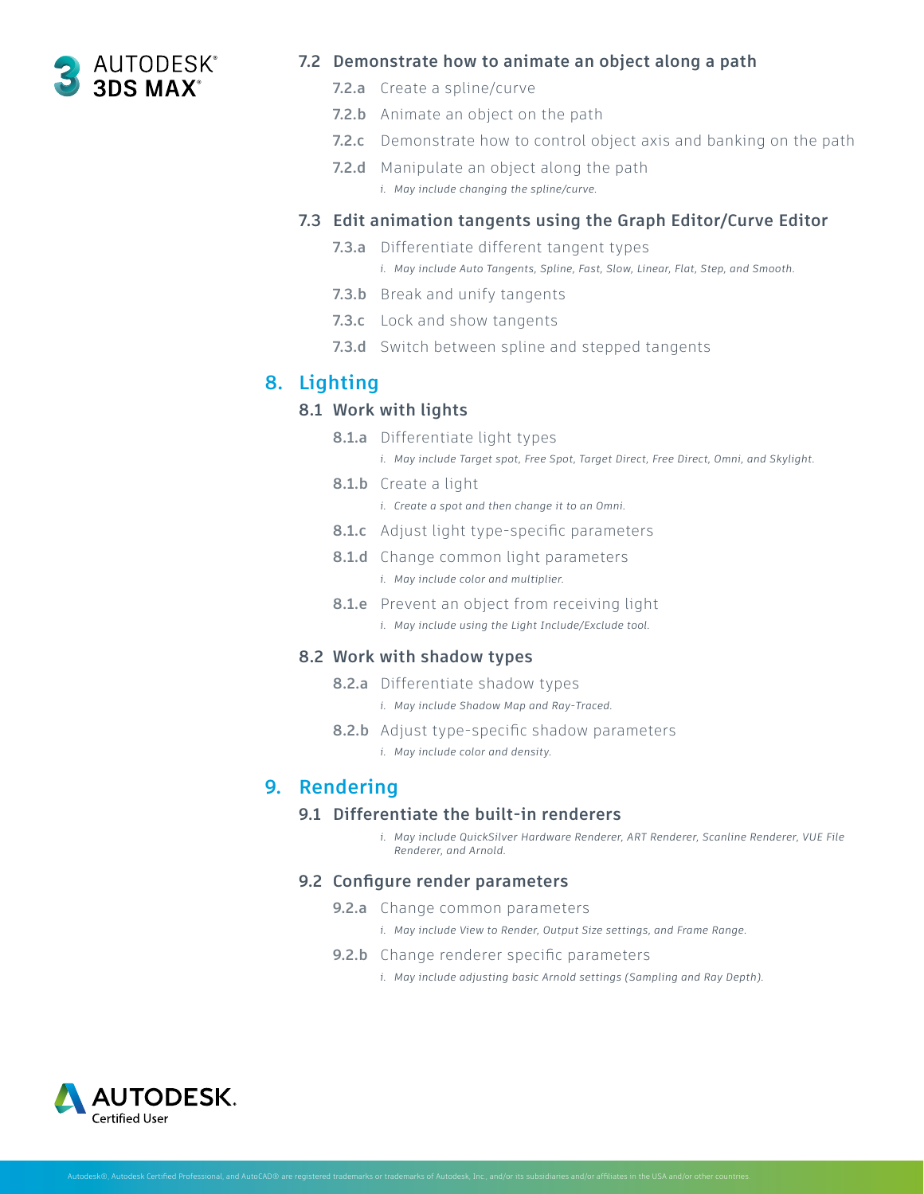### 7.2 Demonstrate how to animate an object along a path

- **7.2.a** Create a spline/curve
- **7.2.b** Animate an object on the path
- **7.2.c** Demonstrate how to control object axis and banking on the path
- **7.2.d** Manipulate an object along the path
  - *i. May include changing the spline/curve.*

### 7.3 Edit animation tangents using the Graph Editor/Curve Editor

- **7.3.a** Differentiate different tangent types
  - *i. May include Auto Tangents, Spline, Fast, Slow, Linear, Flat, Step, and Smooth.*
- **7.3.b** Break and unify tangents
- **7.3.c** Lock and show tangents
- **7.3.d** Switch between spline and stepped tangents

## 8. Lighting

### 8.1 Work with lights

- **8.1.a** Differentiate light types
  - *i. May include Target spot, Free Spot, Target Direct, Free Direct, Omni, and Skylight.*
- **8.1.b** Create a light
  - *i. Create a spot and then change it to an Omni.*
- **8.1.c** Adjust light type-specific parameters
- **8.1.d** Change common light parameters
  - *i. May include color and multiplier.*
- **8.1.e** Prevent an object from receiving light
  - *i. May include using the Light Include/Exclude tool.*

### 8.2 Work with shadow types

- **8.2.a** Differentiate shadow types
  - *i. May include Shadow Map and Ray-Traced.*
- **8.2.b** Adjust type-specific shadow parameters
  - *i. May include color and density.*

## 9. Rendering

### 9.1 Differentiate the built-in renderers

- *i. May include QuickSilver Hardware Renderer, ART Renderer, Scanline Renderer, VUE File Renderer, and Arnold.*

### 9.2 Configure render parameters

- **9.2.a** Change common parameters
  - *i. May include View to Render, Output Size settings, and Frame Range.*
- **9.2.b** Change renderer specific parameters
  - *i. May include adjusting basic Arnold settings (Sampling and Ray Depth).*

Autodesk®, Autodesk Certified Professional, and AutoCAD® are registered trademarks or trademarks of Autodesk, Inc., and/or its subsidiaries and/or affiliates in the USA and/or other countries